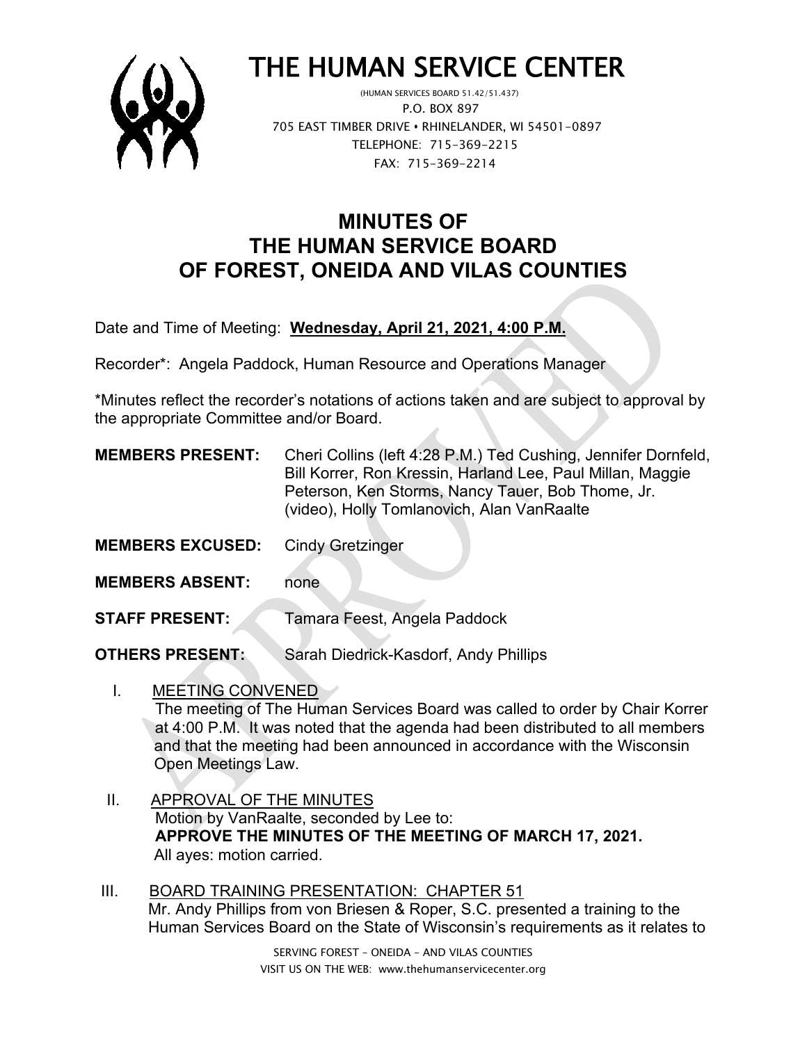# THE HUMAN SERVICE CENTER

(HUMAN SERVICES BOARD 51.42/51.437)
P.O. BOX 897
705 EAST TIMBER DRIVE • RHINELANDER, WI 54501-0897
TELEPHONE: 715-369-2215
FAX: 715-369-2214

## MINUTES OF THE HUMAN SERVICE BOARD OF FOREST, ONEIDA AND VILAS COUNTIES

Date and Time of Meeting: **Wednesday, April 21, 2021, 4:00 P.M.**

Recorder*: Angela Paddock, Human Resource and Operations Manager

*Minutes reflect the recorder's notations of actions taken and are subject to approval by the appropriate Committee and/or Board.

**MEMBERS PRESENT:** Cheri Collins (left 4:28 P.M.) Ted Cushing, Jennifer Dornfeld, Bill Korrer, Ron Kressin, Harland Lee, Paul Millan, Maggie Peterson, Ken Storms, Nancy Tauer, Bob Thome, Jr. (video), Holly Tomlanovich, Alan VanRaalte

**MEMBERS EXCUSED:** Cindy Gretzinger

**MEMBERS ABSENT:** none

**STAFF PRESENT:** Tamara Feest, Angela Paddock

**OTHERS PRESENT:** Sarah Diedrick-Kasdorf, Andy Phillips

I. MEETING CONVENED
The meeting of The Human Services Board was called to order by Chair Korrer at 4:00 P.M. It was noted that the agenda had been distributed to all members and that the meeting had been announced in accordance with the Wisconsin Open Meetings Law.

II. APPROVAL OF THE MINUTES
Motion by VanRaalte, seconded by Lee to:
**APPROVE THE MINUTES OF THE MEETING OF MARCH 17, 2021.**
All ayes: motion carried.

III. BOARD TRAINING PRESENTATION: CHAPTER 51
Mr. Andy Phillips from von Briesen & Roper, S.C. presented a training to the Human Services Board on the State of Wisconsin's requirements as it relates to

SERVING FOREST – ONEIDA – AND VILAS COUNTIES
VISIT US ON THE WEB: www.thehumanservicecenter.org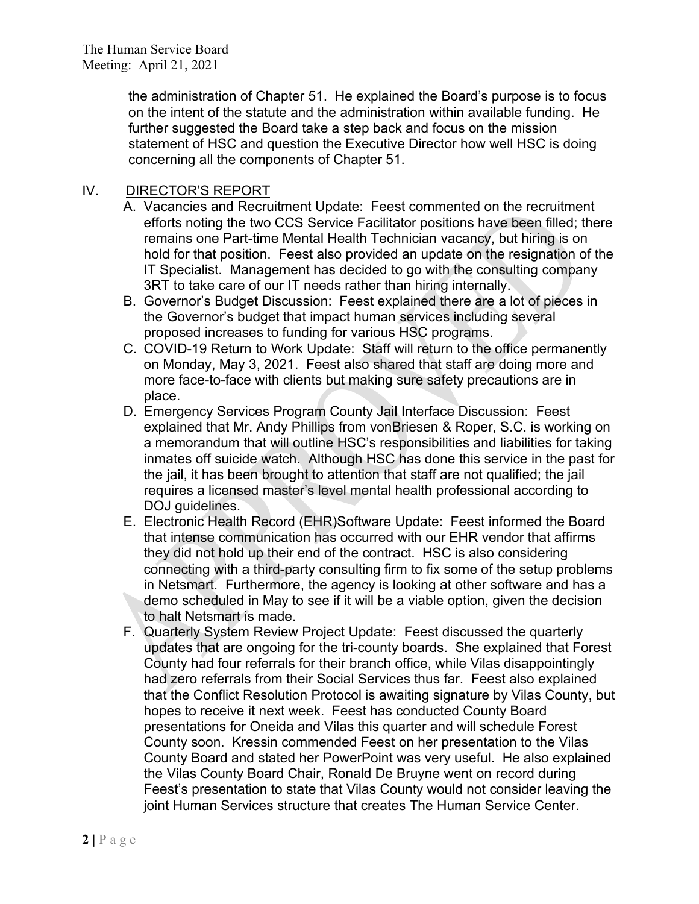the administration of Chapter 51. He explained the Board's purpose is to focus on the intent of the statute and the administration within available funding. He further suggested the Board take a step back and focus on the mission statement of HSC and question the Executive Director how well HSC is doing concerning all the components of Chapter 51.

IV. DIRECTOR'S REPORT

A. Vacancies and Recruitment Update: Feest commented on the recruitment efforts noting the two CCS Service Facilitator positions have been filled; there remains one Part-time Mental Health Technician vacancy, but hiring is on hold for that position. Feest also provided an update on the resignation of the IT Specialist. Management has decided to go with the consulting company 3RT to take care of our IT needs rather than hiring internally.

B. Governor's Budget Discussion: Feest explained there are a lot of pieces in the Governor's budget that impact human services including several proposed increases to funding for various HSC programs.

C. COVID-19 Return to Work Update: Staff will return to the office permanently on Monday, May 3, 2021. Feest also shared that staff are doing more and more face-to-face with clients but making sure safety precautions are in place.

D. Emergency Services Program County Jail Interface Discussion: Feest explained that Mr. Andy Phillips from vonBriesen & Roper, S.C. is working on a memorandum that will outline HSC's responsibilities and liabilities for taking inmates off suicide watch. Although HSC has done this service in the past for the jail, it has been brought to attention that staff are not qualified; the jail requires a licensed master's level mental health professional according to DOJ guidelines.

E. Electronic Health Record (EHR)Software Update: Feest informed the Board that intense communication has occurred with our EHR vendor that affirms they did not hold up their end of the contract. HSC is also considering connecting with a third-party consulting firm to fix some of the setup problems in Netsmart. Furthermore, the agency is looking at other software and has a demo scheduled in May to see if it will be a viable option, given the decision to halt Netsmart is made.

F. Quarterly System Review Project Update: Feest discussed the quarterly updates that are ongoing for the tri-county boards. She explained that Forest County had four referrals for their branch office, while Vilas disappointingly had zero referrals from their Social Services thus far. Feest also explained that the Conflict Resolution Protocol is awaiting signature by Vilas County, but hopes to receive it next week. Feest has conducted County Board presentations for Oneida and Vilas this quarter and will schedule Forest County soon. Kressin commended Feest on her presentation to the Vilas County Board and stated her PowerPoint was very useful. He also explained the Vilas County Board Chair, Ronald De Bruyne went on record during Feest's presentation to state that Vilas County would not consider leaving the joint Human Services structure that creates The Human Service Center.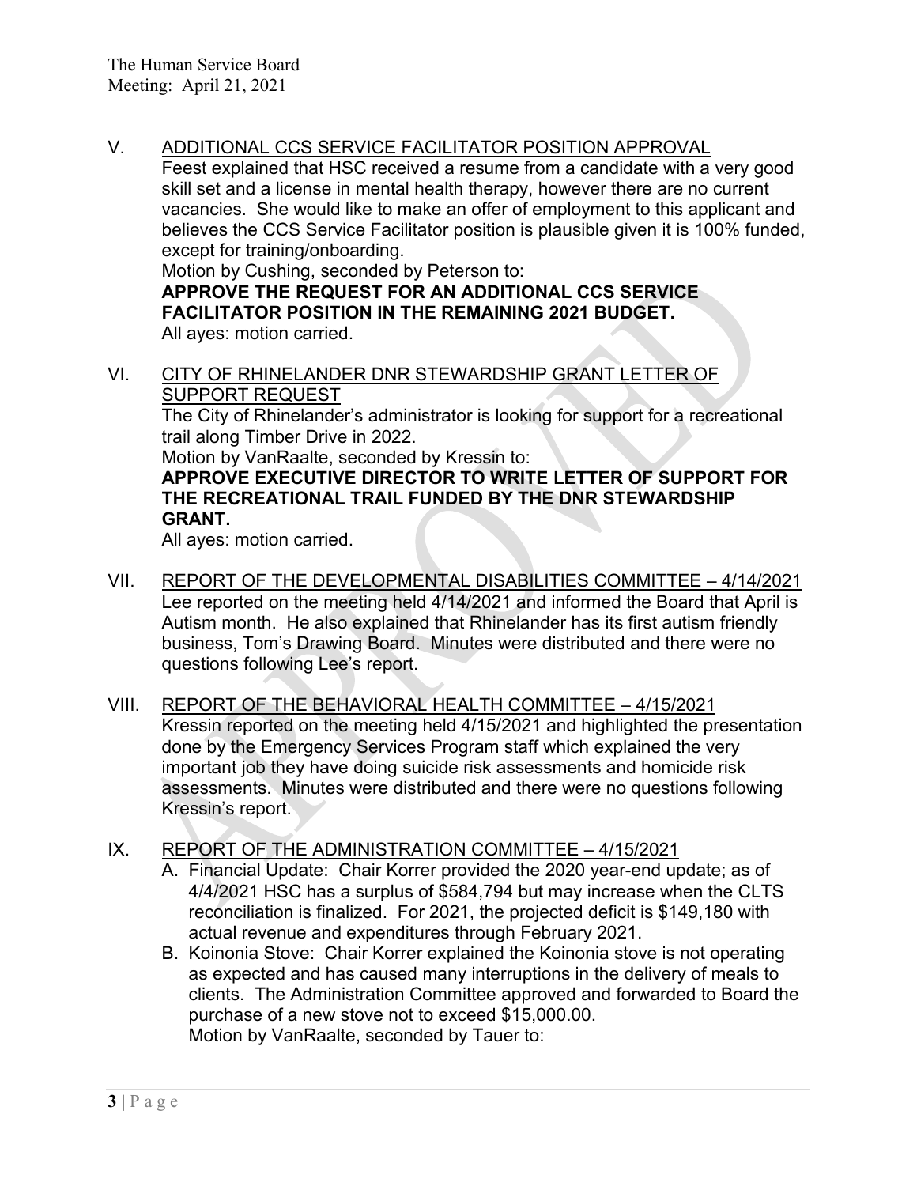V. <u>ADDITIONAL CCS SERVICE FACILITATOR POSITION APPROVAL</u>

Feest explained that HSC received a resume from a candidate with a very good skill set and a license in mental health therapy, however there are no current vacancies. She would like to make an offer of employment to this applicant and believes the CCS Service Facilitator position is plausible given it is 100% funded, except for training/onboarding.

Motion by Cushing, seconded by Peterson to:

**APPROVE THE REQUEST FOR AN ADDITIONAL CCS SERVICE FACILITATOR POSITION IN THE REMAINING 2021 BUDGET.**

All ayes: motion carried.

VI. <u>CITY OF RHINELANDER DNR STEWARDSHIP GRANT LETTER OF SUPPORT REQUEST</u>

The City of Rhinelander's administrator is looking for support for a recreational trail along Timber Drive in 2022.

Motion by VanRaalte, seconded by Kressin to:

**APPROVE EXECUTIVE DIRECTOR TO WRITE LETTER OF SUPPORT FOR THE RECREATIONAL TRAIL FUNDED BY THE DNR STEWARDSHIP GRANT.**

All ayes: motion carried.

VII. <u>REPORT OF THE DEVELOPMENTAL DISABILITIES COMMITTEE – 4/14/2021</u>

Lee reported on the meeting held 4/14/2021 and informed the Board that April is Autism month. He also explained that Rhinelander has its first autism friendly business, Tom's Drawing Board. Minutes were distributed and there were no questions following Lee's report.

VIII. <u>REPORT OF THE BEHAVIORAL HEALTH COMMITTEE – 4/15/2021</u>

Kressin reported on the meeting held 4/15/2021 and highlighted the presentation done by the Emergency Services Program staff which explained the very important job they have doing suicide risk assessments and homicide risk assessments. Minutes were distributed and there were no questions following Kressin's report.

IX. <u>REPORT OF THE ADMINISTRATION COMMITTEE – 4/15/2021</u>

A. Financial Update: Chair Korrer provided the 2020 year-end update; as of 4/4/2021 HSC has a surplus of $584,794 but may increase when the CLTS reconciliation is finalized. For 2021, the projected deficit is $149,180 with actual revenue and expenditures through February 2021.

B. Koinonia Stove: Chair Korrer explained the Koinonia stove is not operating as expected and has caused many interruptions in the delivery of meals to clients. The Administration Committee approved and forwarded to Board the purchase of a new stove not to exceed $15,000.00.

Motion by VanRaalte, seconded by Tauer to: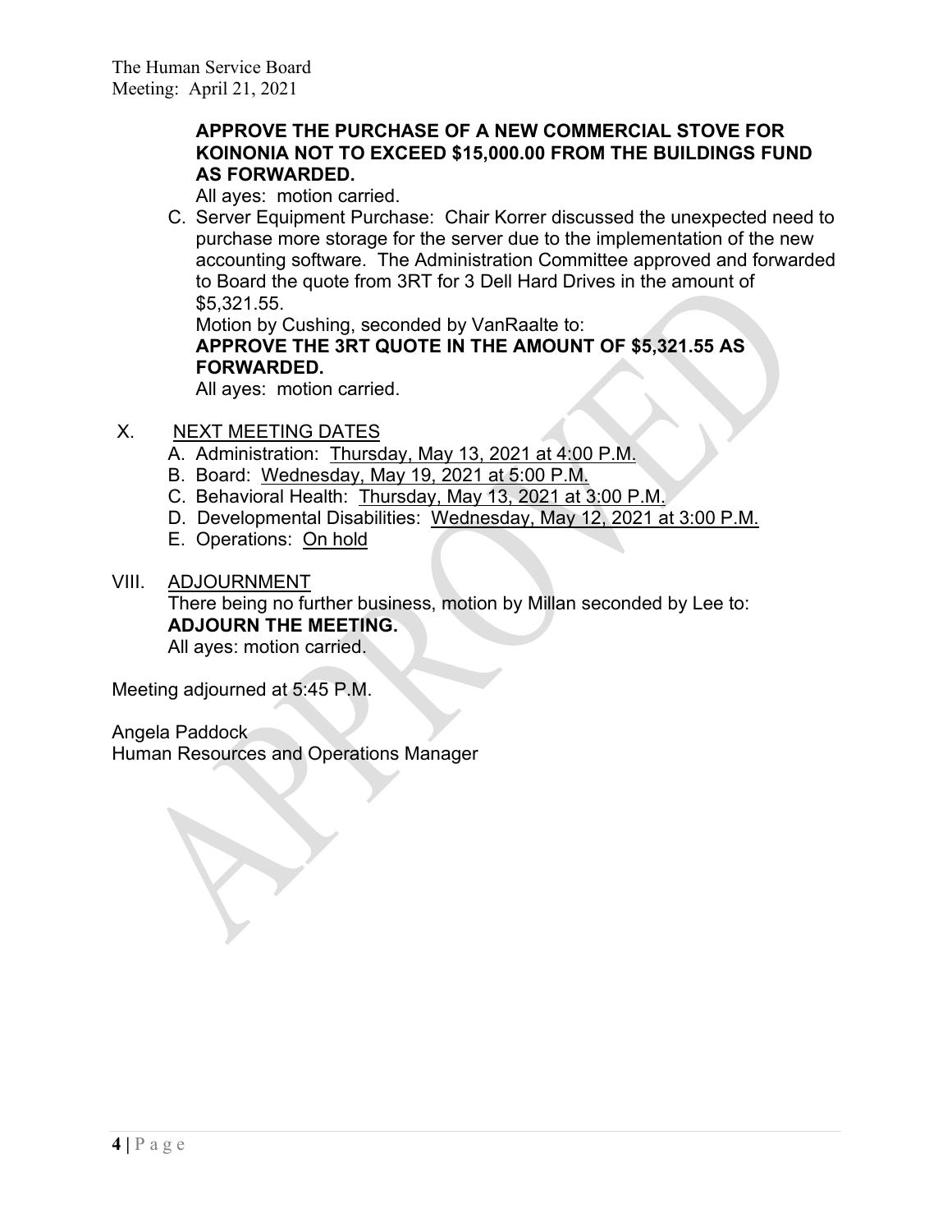**APPROVE THE PURCHASE OF A NEW COMMERCIAL STOVE FOR KOINONIA NOT TO EXCEED $15,000.00 FROM THE BUILDINGS FUND AS FORWARDED.**

All ayes: motion carried.

C. Server Equipment Purchase: Chair Korrer discussed the unexpected need to purchase more storage for the server due to the implementation of the new accounting software. The Administration Committee approved and forwarded to Board the quote from 3RT for 3 Dell Hard Drives in the amount of $5,321.55.

Motion by Cushing, seconded by VanRaalte to:

**APPROVE THE 3RT QUOTE IN THE AMOUNT OF $5,321.55 AS FORWARDED.**

All ayes: motion carried.

X. NEXT MEETING DATES

A. Administration: Thursday, May 13, 2021 at 4:00 P.M.
B. Board: Wednesday, May 19, 2021 at 5:00 P.M.
C. Behavioral Health: Thursday, May 13, 2021 at 3:00 P.M.
D. Developmental Disabilities: Wednesday, May 12, 2021 at 3:00 P.M.
E. Operations: On hold

VIII. ADJOURNMENT

There being no further business, motion by Millan seconded by Lee to:

**ADJOURN THE MEETING.**

All ayes: motion carried.

Meeting adjourned at 5:45 P.M.

Angela Paddock
Human Resources and Operations Manager